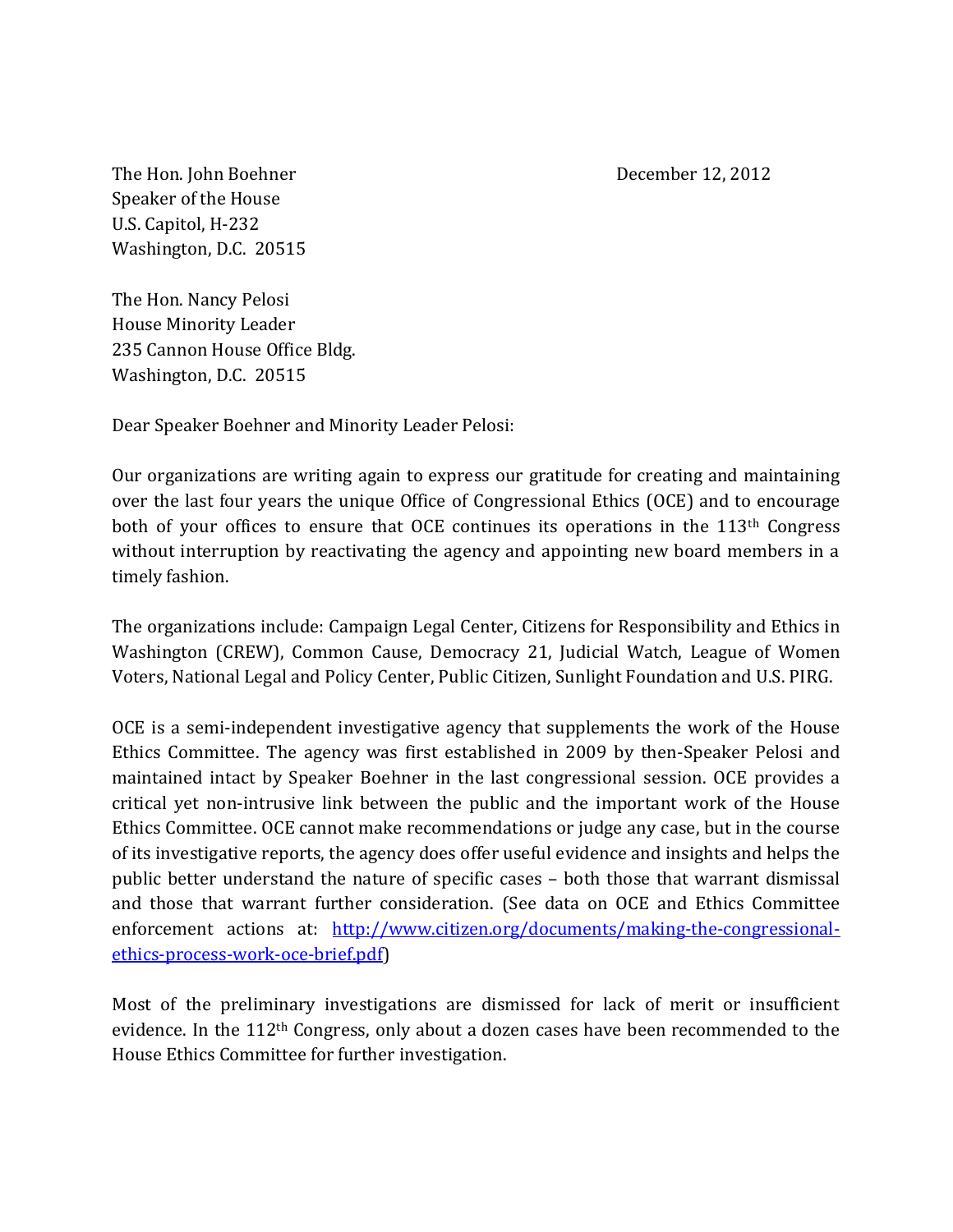The Hon. John Boehner
Speaker of the House
U.S. Capitol, H-232
Washington, D.C. 20515

December 12, 2012

The Hon. Nancy Pelosi
House Minority Leader
235 Cannon House Office Bldg.
Washington, D.C. 20515

Dear Speaker Boehner and Minority Leader Pelosi:

Our organizations are writing again to express our gratitude for creating and maintaining over the last four years the unique Office of Congressional Ethics (OCE) and to encourage both of your offices to ensure that OCE continues its operations in the 113th Congress without interruption by reactivating the agency and appointing new board members in a timely fashion.

The organizations include: Campaign Legal Center, Citizens for Responsibility and Ethics in Washington (CREW), Common Cause, Democracy 21, Judicial Watch, League of Women Voters, National Legal and Policy Center, Public Citizen, Sunlight Foundation and U.S. PIRG.

OCE is a semi-independent investigative agency that supplements the work of the House Ethics Committee. The agency was first established in 2009 by then-Speaker Pelosi and maintained intact by Speaker Boehner in the last congressional session. OCE provides a critical yet non-intrusive link between the public and the important work of the House Ethics Committee. OCE cannot make recommendations or judge any case, but in the course of its investigative reports, the agency does offer useful evidence and insights and helps the public better understand the nature of specific cases – both those that warrant dismissal and those that warrant further consideration. (See data on OCE and Ethics Committee enforcement actions at: [http://www.citizen.org/documents/making-the-congressional-ethics-process-work-oce-brief.pdf](http://www.citizen.org/documents/making-the-congressional-ethics-process-work-oce-brief.pdf))

Most of the preliminary investigations are dismissed for lack of merit or insufficient evidence. In the 112th Congress, only about a dozen cases have been recommended to the House Ethics Committee for further investigation.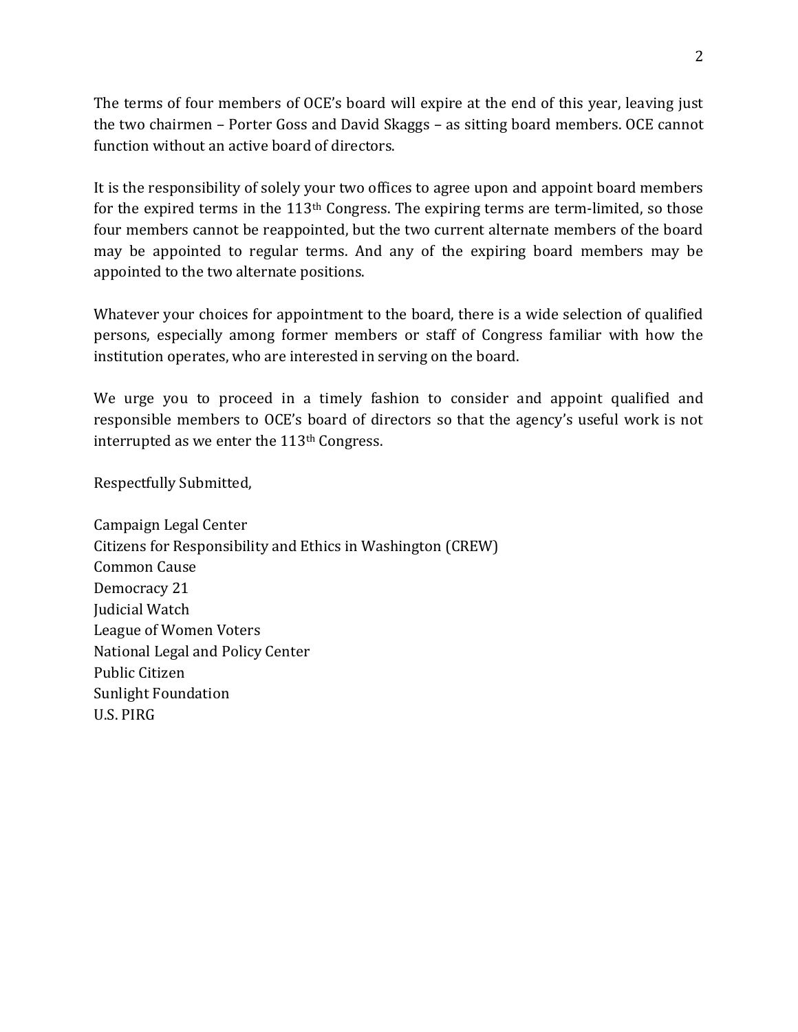The terms of four members of OCE's board will expire at the end of this year, leaving just the two chairmen – Porter Goss and David Skaggs – as sitting board members. OCE cannot function without an active board of directors.

It is the responsibility of solely your two offices to agree upon and appoint board members for the expired terms in the 113th Congress. The expiring terms are term-limited, so those four members cannot be reappointed, but the two current alternate members of the board may be appointed to regular terms. And any of the expiring board members may be appointed to the two alternate positions.

Whatever your choices for appointment to the board, there is a wide selection of qualified persons, especially among former members or staff of Congress familiar with how the institution operates, who are interested in serving on the board.

We urge you to proceed in a timely fashion to consider and appoint qualified and responsible members to OCE's board of directors so that the agency's useful work is not interrupted as we enter the 113th Congress.

Respectfully Submitted,

Campaign Legal Center
Citizens for Responsibility and Ethics in Washington (CREW)
Common Cause
Democracy 21
Judicial Watch
League of Women Voters
National Legal and Policy Center
Public Citizen
Sunlight Foundation
U.S. PIRG